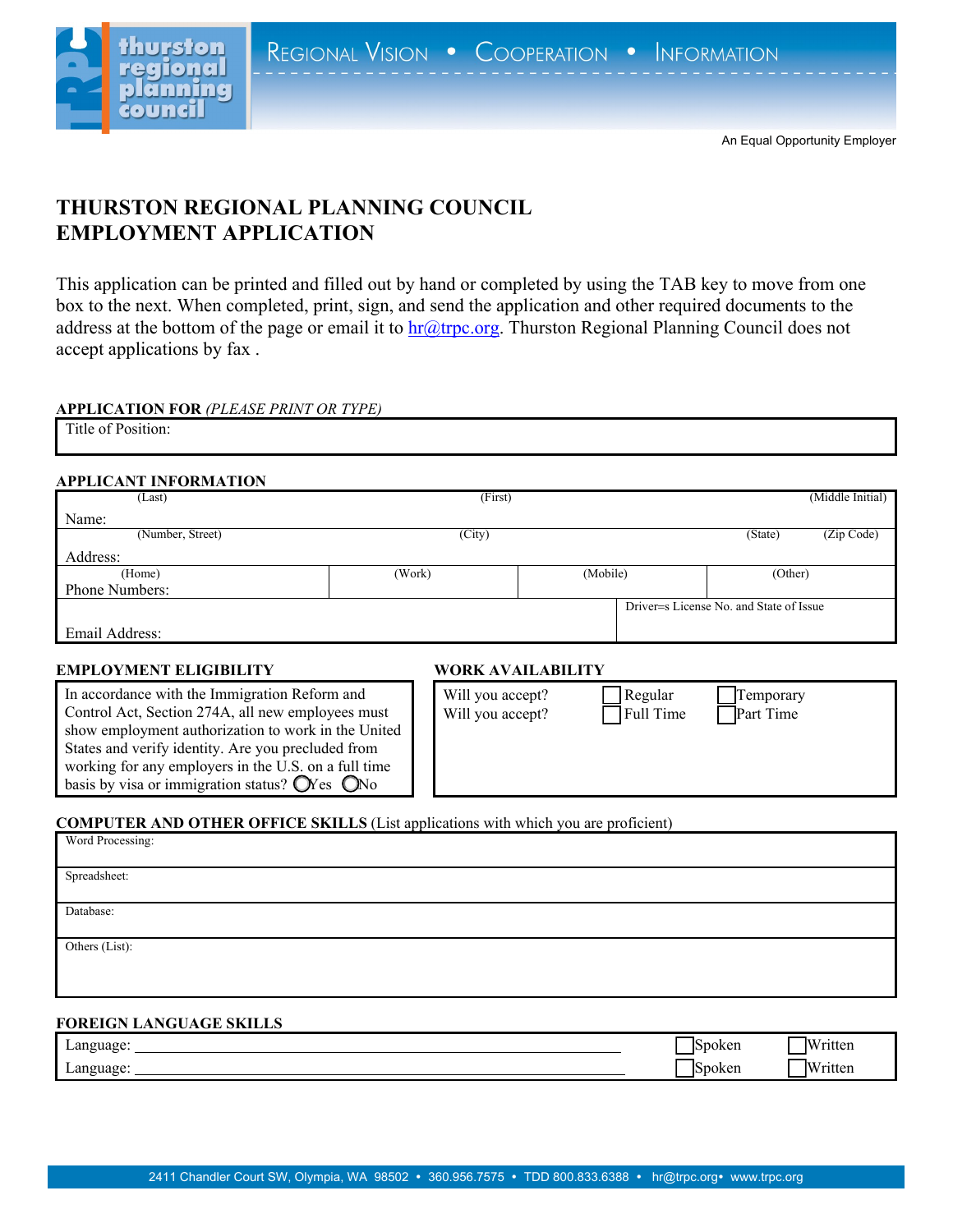thurston regional planning council

REGIONAL VISION • COOPERATION • INFORMATION

An Equal Opportunity Employer

# THURSTON REGIONAL PLANNING COUNCIL
# EMPLOYMENT APPLICATION

This application can be printed and filled out by hand or completed by using the TAB key to move from one box to the next. When completed, print, sign, and send the application and other required documents to the address at the bottom of the page or email it to hr@trpc.org. Thurston Regional Planning Council does not accept applications by fax .

### APPLICATION FOR *(PLEASE PRINT OR TYPE)*

Title of Position:

### APPLICANT INFORMATION

| Name: (Last) | (First) | | (Middle Initial) |
|---|---|---|---|
| Address: (Number, Street) | (City) | (State) | (Zip Code) |
| Phone Numbers: (Home) | (Work) | (Mobile) | (Other) |
| Email Address: | | Driver=s License No. and State of Issue | |

### EMPLOYMENT ELIGIBILITY

In accordance with the Immigration Reform and Control Act, Section 274A, all new employees must show employment authorization to work in the United States and verify identity. Are you precluded from working for any employers in the U.S. on a full time basis by visa or immigration status? ◯ Yes ◯ No

### WORK AVAILABILITY

Will you accept? ☐ Regular ☐ Temporary
Will you accept? ☐ Full Time ☐ Part Time

### COMPUTER AND OTHER OFFICE SKILLS (List applications with which you are proficient)

Word Processing:

Spreadsheet:

Database:

Others (List):

### FOREIGN LANGUAGE SKILLS

Language: ____________________ ☐ Spoken ☐ Written
Language: ____________________ ☐ Spoken ☐ Written

2411 Chandler Court SW, Olympia, WA 98502 • 360.956.7575 • TDD 800.833.6388 • hr@trpc.org• www.trpc.org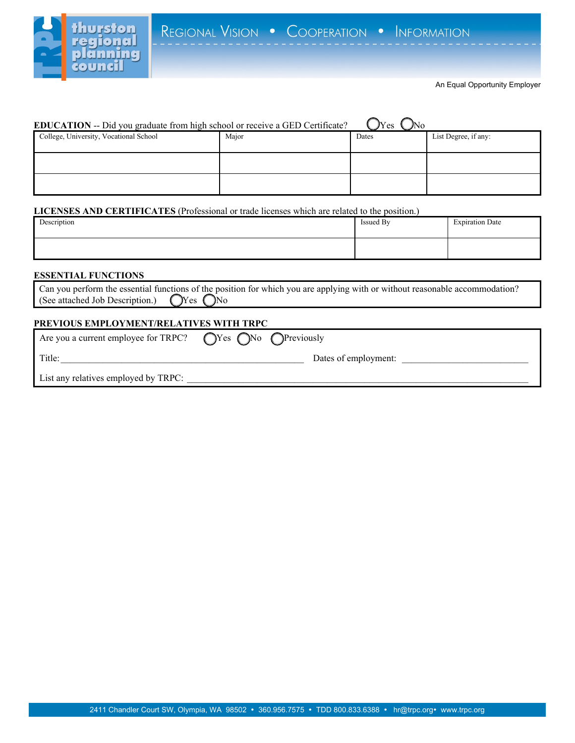REGIONAL VISION • COOPERATION • INFORMATION

An Equal Opportunity Employer

**EDUCATION** -- Did you graduate from high school or receive a GED Certificate? ◯Yes ◯No

| College, University, Vocational School | Major | Dates | List Degree, if any: |
|---|---|---|---|
| | | | |
| | | | |

**LICENSES AND CERTIFICATES** (Professional or trade licenses which are related to the position.)

| Description | Issued By | Expiration Date |
|---|---|---|
| | | |

**ESSENTIAL FUNCTIONS**

Can you perform the essential functions of the position for which you are applying with or without reasonable accommodation? (See attached Job Description.) ◯Yes ◯No

**PREVIOUS EMPLOYMENT/RELATIVES WITH TRPC**

Are you a current employee for TRPC? ◯Yes ◯No ◯Previously

Title: ______________________ Dates of employment: ______________________

List any relatives employed by TRPC: ______________________

2411 Chandler Court SW, Olympia, WA 98502 • 360.956.7575 • TDD 800.833.6388 • hr@trpc.org• www.trpc.org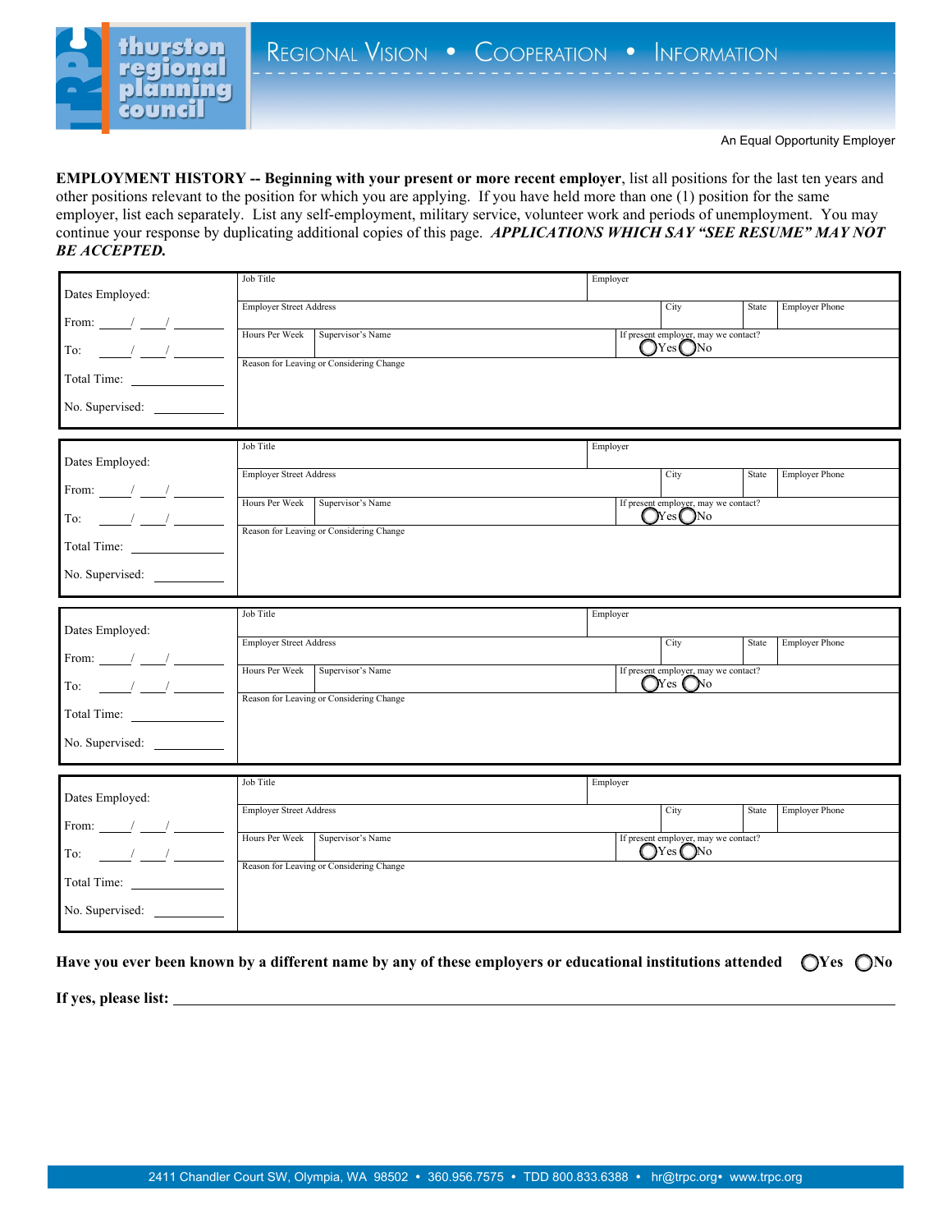thurston regional planning council

REGIONAL VISION • COOPERATION • INFORMATION

An Equal Opportunity Employer

**EMPLOYMENT HISTORY -- Beginning with your present or more recent employer**, list all positions for the last ten years and other positions relevant to the position for which you are applying. If you have held more than one (1) position for the same employer, list each separately. List any self-employment, military service, volunteer work and periods of unemployment. You may continue your response by duplicating additional copies of this page. ***APPLICATIONS WHICH SAY "SEE RESUME" MAY NOT BE ACCEPTED.***

| Dates Employed: | Job Title | | Employer | | |
|---|---|---|---|---|---|
| From: ____/____/______ | Employer Street Address | | City | State | Employer Phone |
| To: ____/____/______ | Hours Per Week | Supervisor's Name | If present employer, may we contact? ◯Yes ◯No | | |
| Total Time: __________ | Reason for Leaving or Considering Change | | | | |
| No. Supervised: ________ | | | | | |

| Dates Employed: | Job Title | | Employer | | |
|---|---|---|---|---|---|
| From: ____/____/______ | Employer Street Address | | City | State | Employer Phone |
| To: ____/____/______ | Hours Per Week | Supervisor's Name | If present employer, may we contact? ◯Yes ◯No | | |
| Total Time: __________ | Reason for Leaving or Considering Change | | | | |
| No. Supervised: ________ | | | | | |

| Dates Employed: | Job Title | | Employer | | |
|---|---|---|---|---|---|
| From: ____/____/______ | Employer Street Address | | City | State | Employer Phone |
| To: ____/____/______ | Hours Per Week | Supervisor's Name | If present employer, may we contact? ◯Yes ◯No | | |
| Total Time: __________ | Reason for Leaving or Considering Change | | | | |
| No. Supervised: ________ | | | | | |

| Dates Employed: | Job Title | | Employer | | |
|---|---|---|---|---|---|
| From: ____/____/______ | Employer Street Address | | City | State | Employer Phone |
| To: ____/____/______ | Hours Per Week | Supervisor's Name | If present employer, may we contact? ◯Yes ◯No | | |
| Total Time: __________ | Reason for Leaving or Considering Change | | | | |
| No. Supervised: ________ | | | | | |

**Have you ever been known by a different name by any of these employers or educational institutions attended** ◯**Yes** ◯**No**

**If yes, please list:** ______________________________________________

2411 Chandler Court SW, Olympia, WA 98502 • 360.956.7575 • TDD 800.833.6388 • hr@trpc.org • www.trpc.org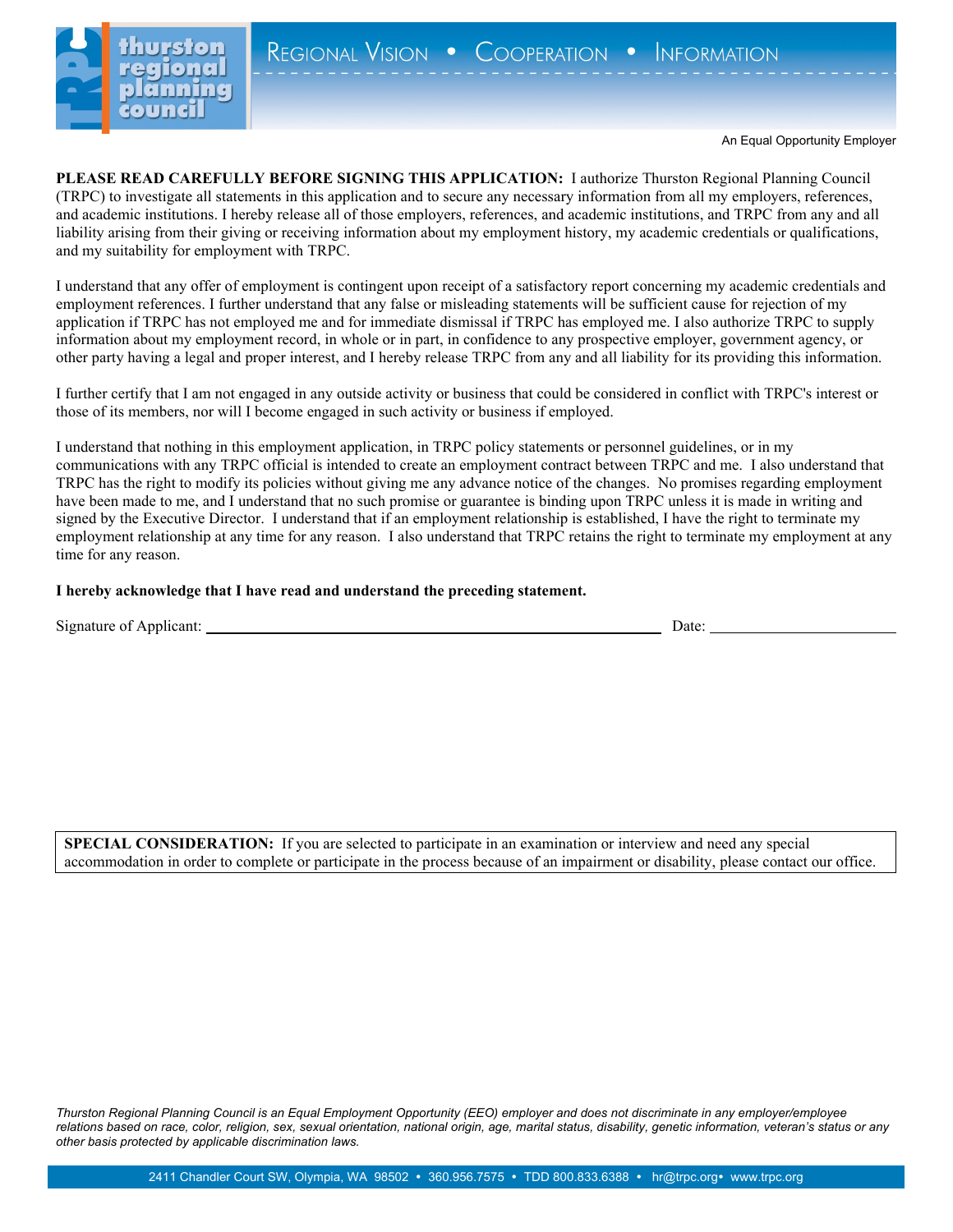**PLEASE READ CAREFULLY BEFORE SIGNING THIS APPLICATION:** I authorize Thurston Regional Planning Council (TRPC) to investigate all statements in this application and to secure any necessary information from all my employers, references, and academic institutions. I hereby release all of those employers, references, and academic institutions, and TRPC from any and all liability arising from their giving or receiving information about my employment history, my academic credentials or qualifications, and my suitability for employment with TRPC.

I understand that any offer of employment is contingent upon receipt of a satisfactory report concerning my academic credentials and employment references. I further understand that any false or misleading statements will be sufficient cause for rejection of my application if TRPC has not employed me and for immediate dismissal if TRPC has employed me. I also authorize TRPC to supply information about my employment record, in whole or in part, in confidence to any prospective employer, government agency, or other party having a legal and proper interest, and I hereby release TRPC from any and all liability for its providing this information.

I further certify that I am not engaged in any outside activity or business that could be considered in conflict with TRPC's interest or those of its members, nor will I become engaged in such activity or business if employed.

I understand that nothing in this employment application, in TRPC policy statements or personnel guidelines, or in my communications with any TRPC official is intended to create an employment contract between TRPC and me. I also understand that TRPC has the right to modify its policies without giving me any advance notice of the changes. No promises regarding employment have been made to me, and I understand that no such promise or guarantee is binding upon TRPC unless it is made in writing and signed by the Executive Director. I understand that if an employment relationship is established, I have the right to terminate my employment relationship at any time for any reason. I also understand that TRPC retains the right to terminate my employment at any time for any reason.

**I hereby acknowledge that I have read and understand the preceding statement.**

Signature of Applicant: ______________________________ Date: ______________

**SPECIAL CONSIDERATION:** If you are selected to participate in an examination or interview and need any special accommodation in order to complete or participate in the process because of an impairment or disability, please contact our office.

*Thurston Regional Planning Council is an Equal Employment Opportunity (EEO) employer and does not discriminate in any employer/employee relations based on race, color, religion, sex, sexual orientation, national origin, age, marital status, disability, genetic information, veteran's status or any other basis protected by applicable discrimination laws.*

2411 Chandler Court SW, Olympia, WA 98502 • 360.956.7575 • TDD 800.833.6388 • hr@trpc.org• www.trpc.org